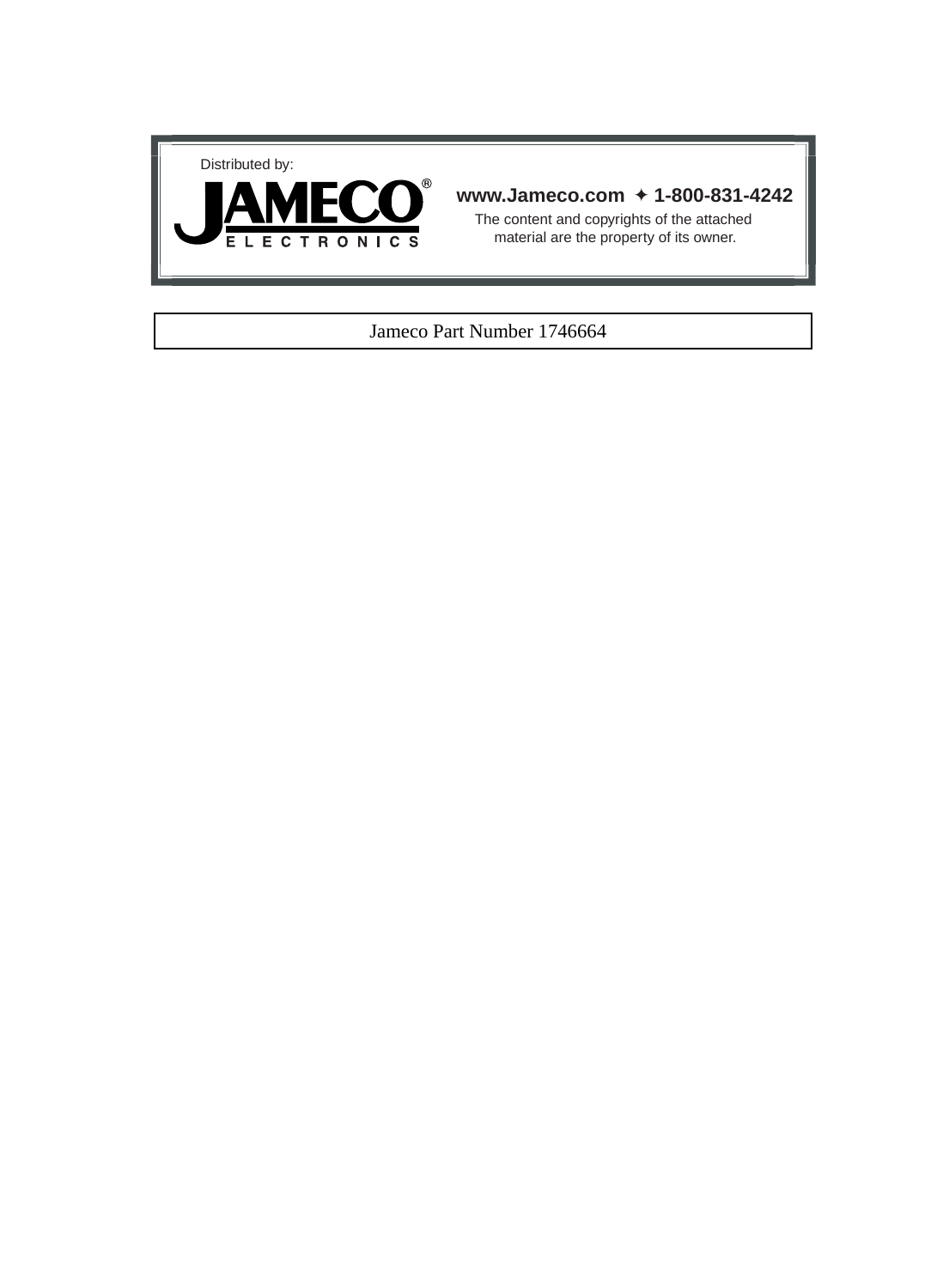Distributed by:

JAMECO®
ELECTRONICS

**www.Jameco.com ✦ 1-800-831-4242**

The content and copyrights of the attached material are the property of its owner.

Jameco Part Number 1746664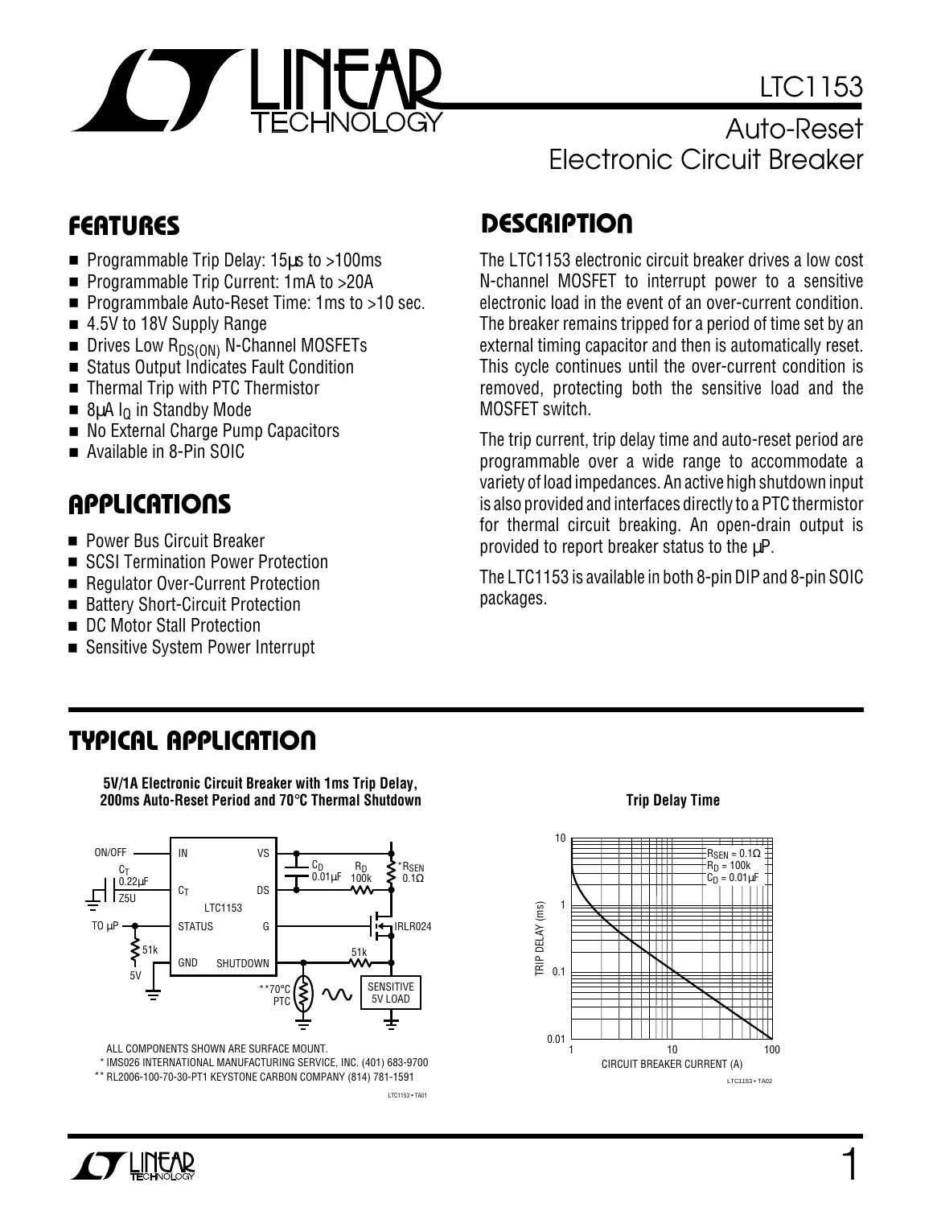# LTC1153

## Auto-Reset Electronic Circuit Breaker

## FEATURES

- Programmable Trip Delay: 15µs to >100ms
- Programmable Trip Current: 1mA to >20A
- Programmmbale Auto-Reset Time: 1ms to >10 sec.
- 4.5V to 18V Supply Range
- Drives Low $R_{DS(ON)}$ N-Channel MOSFETs
- Status Output Indicates Fault Condition
- Thermal Trip with PTC Thermistor
- 8µA $I_Q$ in Standby Mode
- No External Charge Pump Capacitors
- Available in 8-Pin SOIC

## APPLICATIONS

- Power Bus Circuit Breaker
- SCSI Termination Power Protection
- Regulator Over-Current Protection
- Battery Short-Circuit Protection
- DC Motor Stall Protection
- Sensitive System Power Interrupt

## DESCRIPTION

The LTC1153 electronic circuit breaker drives a low cost N-channel MOSFET to interrupt power to a sensitive electronic load in the event of an over-current condition. The breaker remains tripped for a period of time set by an external timing capacitor and then is automatically reset. This cycle continues until the over-current condition is removed, protecting both the sensitive load and the MOSFET switch.

The trip current, trip delay time and auto-reset period are programmable over a wide range to accommodate a variety of load impedances. An active high shutdown input is also provided and interfaces directly to a PTC thermistor for thermal circuit breaking. An open-drain output is provided to report breaker status to the µP.

The LTC1153 is available in both 8-pin DIP and 8-pin SOIC packages.

## TYPICAL APPLICATION

**5V/1A Electronic Circuit Breaker with 1ms Trip Delay, 200ms Auto-Reset Period and 70°C Thermal Shutdown**

ON/OFF
$C_T$ 0.22µF Z5U
TO µP
51k
5V
IN
$C_T$
STATUS
GND
LTC1153
VS
DS
G
SHUTDOWN
$C_D$ 0.01µF
$R_D$ 100k
*$R_{SEN}$ 0.1Ω
IRLR024
51k
**70°C PTC
SENSITIVE 5V LOAD

ALL COMPONENTS SHOWN ARE SURFACE MOUNT.
\* IMS026 INTERNATIONAL MANUFACTURING SERVICE, INC. (401) 683-9700
\*\* RL2006-100-70-30-PT1 KEYSTONE CARBON COMPANY (814) 781-1591

LTC1153 • TA01

**Trip Delay Time**

$R_{SEN}$ = 0.1Ω
$R_D$ = 100k
$C_D$ = 0.01µF

TRIP DELAY (ms)
10
1
0.1
0.01

CIRCUIT BREAKER CURRENT (A)
1
10
100

LTC1153 • TA02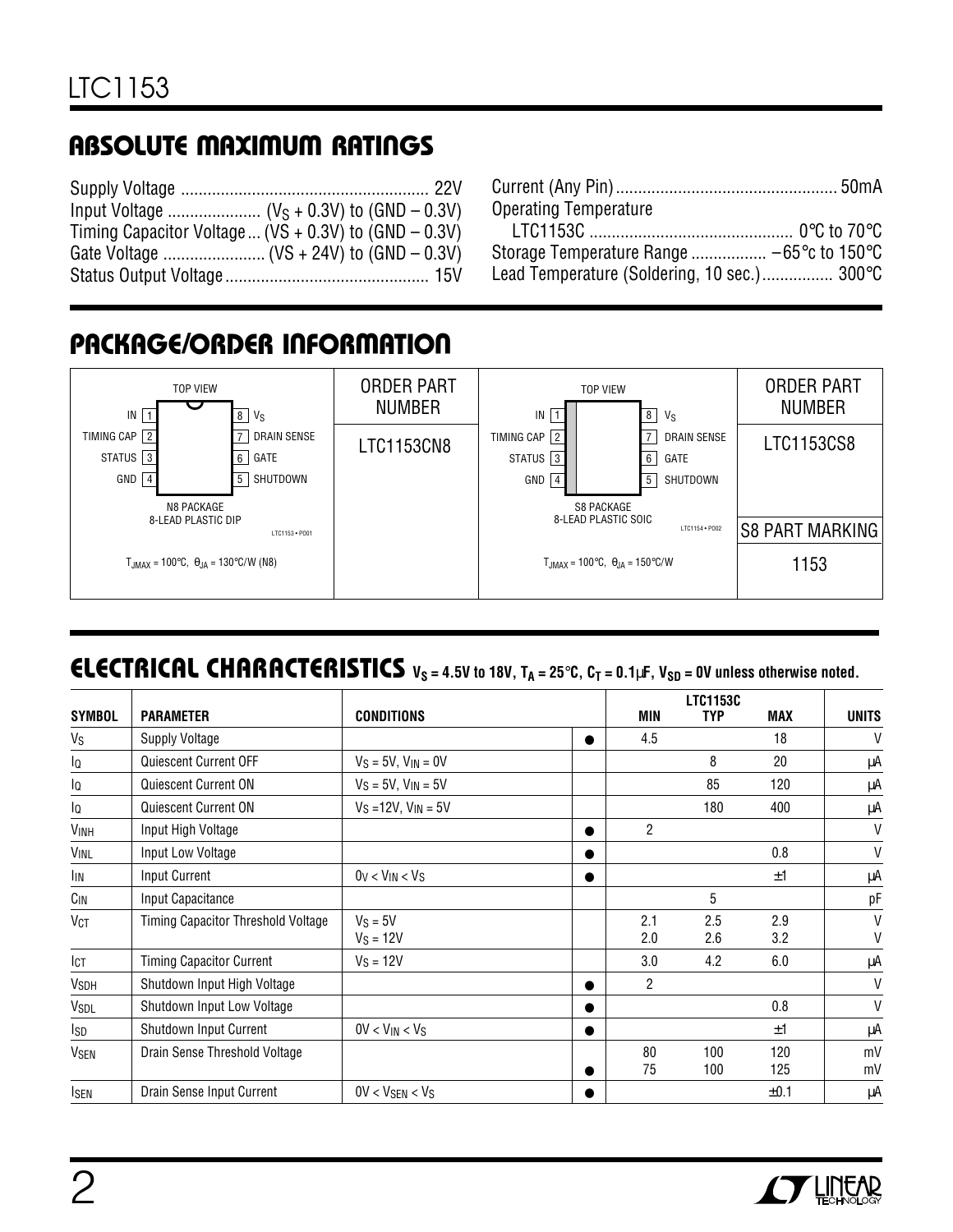## ABSOLUTE MAXIMUM RATINGS

Supply Voltage ........................................................ 22V
Input Voltage ..................... ($V_S$ + 0.3V) to (GND – 0.3V)
Timing Capacitor Voltage ... (VS + 0.3V) to (GND – 0.3V)
Gate Voltage ....................... (VS + 24V) to (GND – 0.3V)
Status Output Voltage ............................................. 15V
Current (Any Pin) ................................................. 50mA
Operating Temperature
LTC1153C ............................................. 0°C to 70°C
Storage Temperature Range ................. –65°c to 150°C
Lead Temperature (Soldering, 10 sec.)................ 300°C

## PACKAGE/ORDER INFORMATION

| TOP VIEW | ORDER PART NUMBER | TOP VIEW | ORDER PART NUMBER |
|---|---|---|---|
| IN 1 / TIMING CAP 2 / STATUS 3 / GND 4 / 8 $V_S$ / 7 DRAIN SENSE / 6 GATE / 5 SHUTDOWN — N8 PACKAGE 8-LEAD PLASTIC DIP | LTC1153CN8 | IN 1 / TIMING CAP 2 / STATUS 3 / GND 4 / 8 $V_S$ / 7 DRAIN SENSE / 6 GATE / 5 SHUTDOWN — S8 PACKAGE 8-LEAD PLASTIC SOIC | LTC1153CS8 |
| | | | S8 PART MARKING |
| $T_{JMAX}$ = 100°C, $\theta_{JA}$ = 130°C/W (N8) | | $T_{JMAX}$ = 100°C, $\theta_{JA}$ = 150°C/W | 1153 |

LTC1153 • P001

LTC1154 • P002

## ELECTRICAL CHARACTERISTICS $V_S$ = 4.5V to 18V, $T_A$ = 25°C, $C_T$ = 0.1µF, $V_{SD}$ = 0V unless otherwise noted.

| SYMBOL | PARAMETER | CONDITIONS | | LTC1153C MIN | TYP | MAX | UNITS |
|---|---|---|---|---|---|---|---|
| $V_S$ | Supply Voltage | | ● | 4.5 | | 18 | V |
| $I_Q$ | Quiescent Current OFF | $V_S$ = 5V, $V_{IN}$ = 0V | | | 8 | 20 | µA |
| $I_Q$ | Quiescent Current ON | $V_S$ = 5V, $V_{IN}$ = 5V | | | 85 | 120 | µA |
| $I_Q$ | Quiescent Current ON | $V_S$ =12V, $V_{IN}$ = 5V | | | 180 | 400 | µA |
| $V_{INH}$ | Input High Voltage | | ● | 2 | | | V |
| $V_{INL}$ | Input Low Voltage | | ● | | | 0.8 | V |
| $I_{IN}$ | Input Current | 0V < $V_{IN}$ < $V_S$ | ● | | | ±1 | µA |
| $C_{IN}$ | Input Capacitance | | | | 5 | | pF |
| $V_{CT}$ | Timing Capacitor Threshold Voltage | $V_S$ = 5V<br>$V_S$ = 12V | | 2.1<br>2.0 | 2.5<br>2.6 | 2.9<br>3.2 | V<br>V |
| $I_{CT}$ | Timing Capacitor Current | $V_S$ = 12V | | 3.0 | 4.2 | 6.0 | µA |
| $V_{SDH}$ | Shutdown Input High Voltage | | ● | 2 | | | V |
| $V_{SDL}$ | Shutdown Input Low Voltage | | ● | | | 0.8 | V |
| $I_{SD}$ | Shutdown Input Current | 0V < $V_{IN}$ < $V_S$ | ● | | | ±1 | µA |
| $V_{SEN}$ | Drain Sense Threshold Voltage | | <br>● | 80<br>75 | 100<br>100 | 120<br>125 | mV<br>mV |
| $I_{SEN}$ | Drain Sense Input Current | 0V < $V_{SEN}$ < $V_S$ | ● | | | ±0.1 | µA |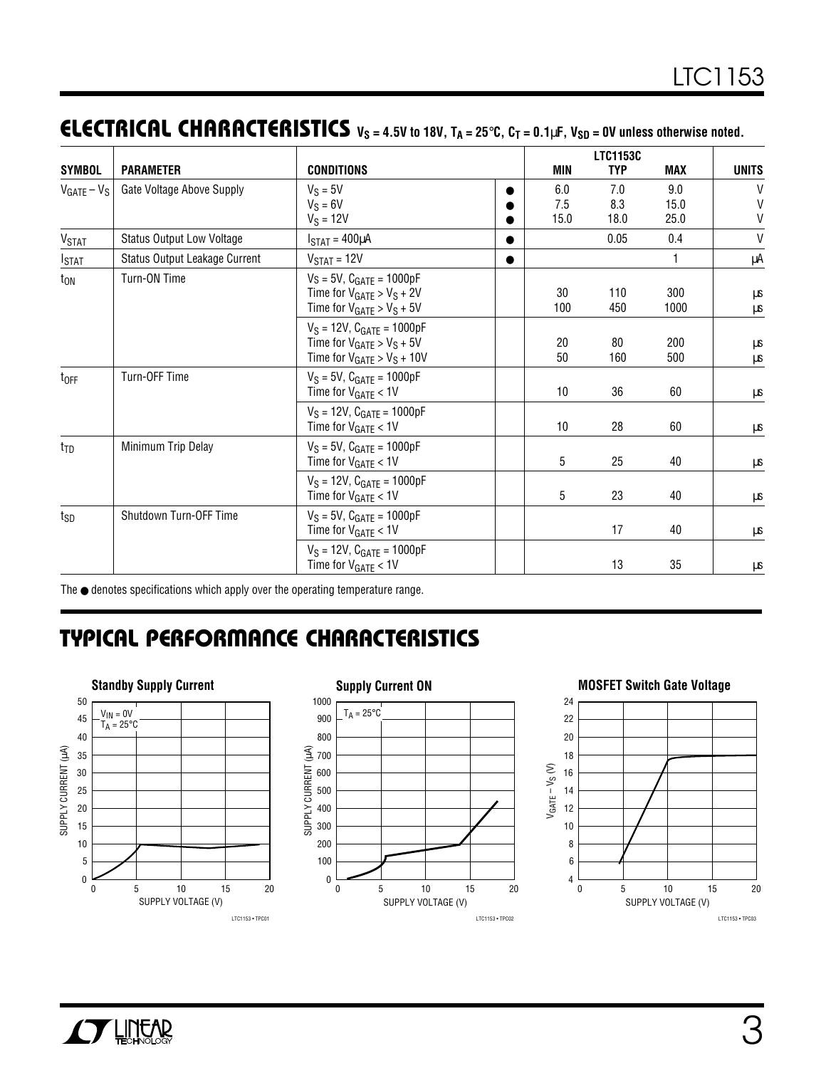## ELECTRICAL CHARACTERISTICS $V_S$ = 4.5V to 18V, $T_A$ = 25°C, $C_T$ = 0.1μF, $V_{SD}$ = 0V unless otherwise noted.

| SYMBOL | PARAMETER | CONDITIONS | | LTC1153C MIN | TYP | MAX | UNITS |
|---|---|---|---|---|---|---|---|
| $V_{GATE} - V_S$ | Gate Voltage Above Supply | $V_S$ = 5V<br>$V_S$ = 6V<br>$V_S$ = 12V | ●<br>●<br>● | 6.0<br>7.5<br>15.0 | 7.0<br>8.3<br>18.0 | 9.0<br>15.0<br>25.0 | V<br>V<br>V |
| $V_{STAT}$ | Status Output Low Voltage | $I_{STAT}$ = 400μA | ● | | 0.05 | 0.4 | V |
| $I_{STAT}$ | Status Output Leakage Current | $V_{STAT}$ = 12V | ● | | | 1 | μA |
| $t_{ON}$ | Turn-ON Time | $V_S$ = 5V, $C_{GATE}$ = 1000pF<br>Time for $V_{GATE} > V_S + 2V$<br>Time for $V_{GATE} > V_S + 5V$ | | <br>30<br>100 | <br>110<br>450 | <br>300<br>1000 | <br>μs<br>μs |
| | | $V_S$ = 12V, $C_{GATE}$ = 1000pF<br>Time for $V_{GATE} > V_S + 5V$<br>Time for $V_{GATE} > V_S + 10V$ | | <br>20<br>50 | <br>80<br>160 | <br>200<br>500 | <br>μs<br>μs |
| $t_{OFF}$ | Turn-OFF Time | $V_S$ = 5V, $C_{GATE}$ = 1000pF<br>Time for $V_{GATE}$ < 1V | | 10 | 36 | 60 | μs |
| | | $V_S$ = 12V, $C_{GATE}$ = 1000pF<br>Time for $V_{GATE}$ < 1V | | 10 | 28 | 60 | μs |
| $t_{TD}$ | Minimum Trip Delay | $V_S$ = 5V, $C_{GATE}$ = 1000pF<br>Time for $V_{GATE}$ < 1V | | 5 | 25 | 40 | μs |
| | | $V_S$ = 12V, $C_{GATE}$ = 1000pF<br>Time for $V_{GATE}$ < 1V | | 5 | 23 | 40 | μs |
| $t_{SD}$ | Shutdown Turn-OFF Time | $V_S$ = 5V, $C_{GATE}$ = 1000pF<br>Time for $V_{GATE}$ < 1V | | | 17 | 40 | μs |
| | | $V_S$ = 12V, $C_{GATE}$ = 1000pF<br>Time for $V_{GATE}$ < 1V | | | 13 | 35 | μs |

The ● denotes specifications which apply over the operating temperature range.

## TYPICAL PERFORMANCE CHARACTERISTICS

**Standby Supply Current**

$V_{IN}$ = 0V
$T_A$ = 25°C
SUPPLY CURRENT (μA)
SUPPLY VOLTAGE (V)
LTC1153 • TPC01

**Supply Current ON**

$T_A$ = 25°C
SUPPLY CURRENT (μA)
SUPPLY VOLTAGE (V)
LTC1153 • TPC02

**MOSFET Switch Gate Voltage**

$V_{GATE} - V_S$ (V)
SUPPLY VOLTAGE (V)
LTC1153 • TPC03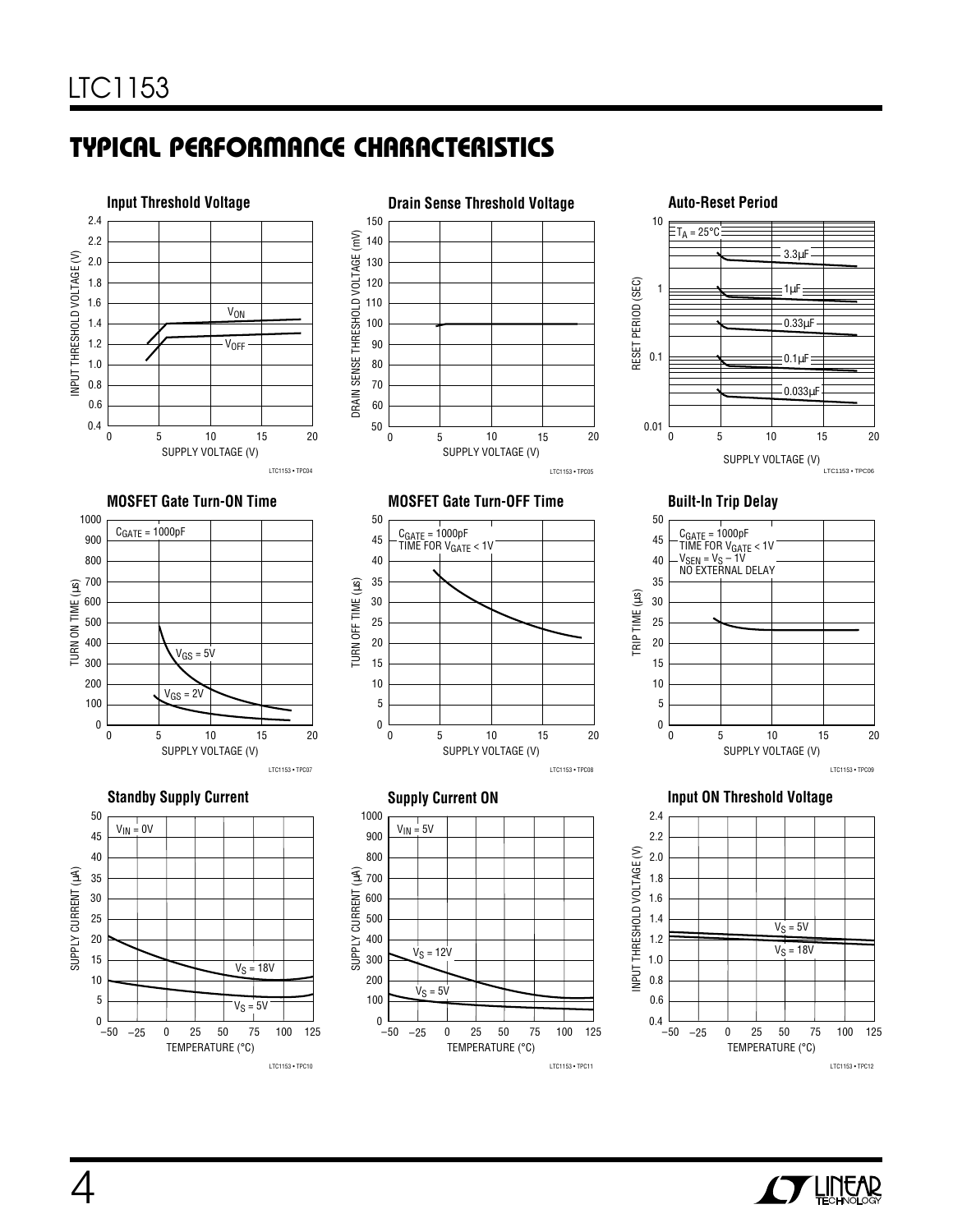## TYPICAL PERFORMANCE CHARACTERISTICS

**Input Threshold Voltage**

INPUT THRESHOLD VOLTAGE (V)
2.4
2.2
2.0
1.8
1.6
1.4
1.2
1.0
0.8
0.6
0.4
0
5
10
15
20
SUPPLY VOLTAGE (V)
$V_{ON}$
$V_{OFF}$
LTC1153 • TPC04

**Drain Sense Threshold Voltage**

DRAIN SENSE THRESHOLD VOLTAGE (mV)
150
140
130
120
110
100
90
80
70
60
50
0
5
10
15
20
SUPPLY VOLTAGE (V)
LTC1153 • TPC05

**Auto-Reset Period**

RESET PERIOD (SEC)
10
1
0.1
0.01
0
5
10
15
20
SUPPLY VOLTAGE (V)
$T_A = 25°C$
3.3µF
1µF
0.33µF
0.1µF
0.033µF
LTC1153 • TPC06

**MOSFET Gate Turn-ON Time**

TURN ON TIME (µs)
1000
900
800
700
600
500
400
300
200
100
0
0
5
10
15
20
SUPPLY VOLTAGE (V)
$C_{GATE} = 1000pF$
$V_{GS} = 5V$
$V_{GS} = 2V$
LTC1153 • TPC07

**MOSFET Gate Turn-OFF Time**

TURN OFF TIME (µs)
50
45
40
35
30
25
20
15
10
5
0
0
5
10
15
20
SUPPLY VOLTAGE (V)
$C_{GATE} = 1000pF$
TIME FOR $V_{GATE} < 1V$
LTC1153 • TPC08

**Built-In Trip Delay**

TRIP TIME (µs)
50
45
40
35
30
25
20
15
10
5
0
0
5
10
15
20
SUPPLY VOLTAGE (V)
$C_{GATE} = 1000pF$
TIME FOR $V_{GATE} < 1V$
$V_{SEN} = V_S - 1V$
NO EXTERNAL DELAY
LTC1153 • TPC09

**Standby Supply Current**

SUPPLY CURRENT (µA)
50
45
40
35
30
25
20
15
10
5
0
–50
–25
0
25
50
75
100
125
TEMPERATURE (°C)
$V_{IN} = 0V$
$V_S = 18V$
$V_S = 5V$
LTC1153 • TPC10

**Supply Current ON**

SUPPLY CURRENT (µA)
1000
900
800
700
600
500
400
300
200
100
0
–50
–25
0
25
50
75
100
125
TEMPERATURE (°C)
$V_{IN} = 5V$
$V_S = 12V$
$V_S = 5V$
LTC1153 • TPC11

**Input ON Threshold Voltage**

INPUT THRESHOLD VOLTAGE (V)
2.4
2.2
2.0
1.8
1.6
1.4
1.2
1.0
0.8
0.6
0.4
–50
–25
0
25
50
75
100
125
TEMPERATURE (°C)
$V_S = 5V$
$V_S = 18V$
LTC1153 • TPC12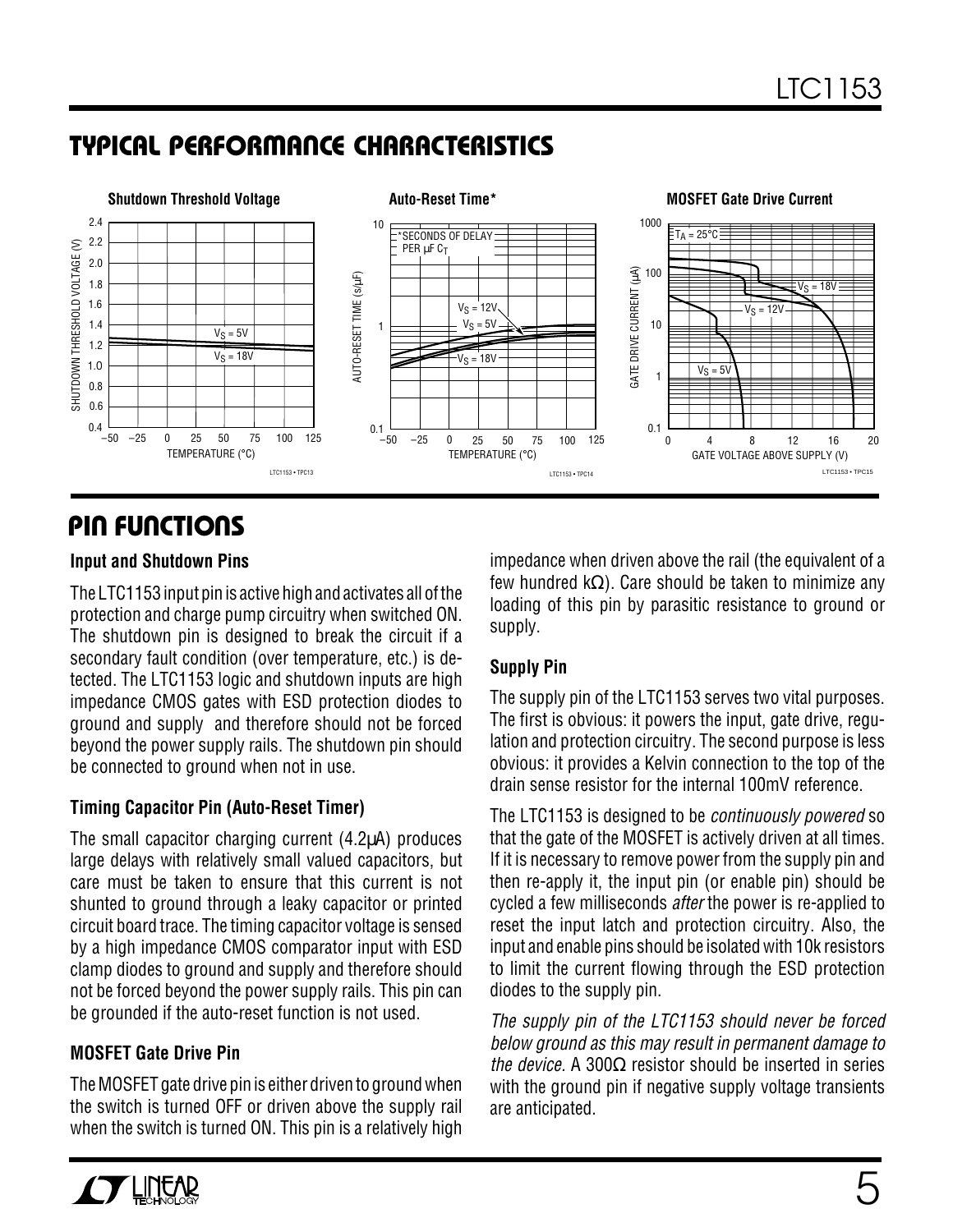## TYPICAL PERFORMANCE CHARACTERISTICS

**Shutdown Threshold Voltage**

SHUTDOWN THRESHOLD VOLTAGE (V)

2.4
2.2
2.0
1.8
1.6
1.4
1.2
1.0
0.8
0.6
0.4

$V_S$ = 5V

$V_S$ = 18V

–50 –25 0 25 50 75 100 125

TEMPERATURE (°C)

LTC1153 • TPC13

**Auto-Reset Time***

AUTO-RESET TIME (s/µF)

10
1
0.1

*SECONDS OF DELAY PER µF $C_T$

$V_S$ = 12V

$V_S$ = 5V

$V_S$ = 18V

–50 –25 0 25 50 75 100 125

TEMPERATURE (°C)

LTC1153 • TPC14

**MOSFET Gate Drive Current**

GATE DRIVE CURRENT (µA)

1000
100
10
1
0.1

$T_A$ = 25°C

$V_S$ = 18V

$V_S$ = 12V

$V_S$ = 5V

0 4 8 12 16 20

GATE VOLTAGE ABOVE SUPPLY (V)

LTC1153 • TPC15

## PIN FUNCTIONS

### Input and Shutdown Pins

The LTC1153 input pin is active high and activates all of the protection and charge pump circuitry when switched ON. The shutdown pin is designed to break the circuit if a secondary fault condition (over temperature, etc.) is detected. The LTC1153 logic and shutdown inputs are high impedance CMOS gates with ESD protection diodes to ground and supply and therefore should not be forced beyond the power supply rails. The shutdown pin should be connected to ground when not in use.

### Timing Capacitor Pin (Auto-Reset Timer)

The small capacitor charging current (4.2µA) produces large delays with relatively small valued capacitors, but care must be taken to ensure that this current is not shunted to ground through a leaky capacitor or printed circuit board trace. The timing capacitor voltage is sensed by a high impedance CMOS comparator input with ESD clamp diodes to ground and supply and therefore should not be forced beyond the power supply rails. This pin can be grounded if the auto-reset function is not used.

### MOSFET Gate Drive Pin

The MOSFET gate drive pin is either driven to ground when the switch is turned OFF or driven above the supply rail when the switch is turned ON. This pin is a relatively high impedance when driven above the rail (the equivalent of a few hundred kΩ). Care should be taken to minimize any loading of this pin by parasitic resistance to ground or supply.

### Supply Pin

The supply pin of the LTC1153 serves two vital purposes. The first is obvious: it powers the input, gate drive, regulation and protection circuitry. The second purpose is less obvious: it provides a Kelvin connection to the top of the drain sense resistor for the internal 100mV reference.

The LTC1153 is designed to be *continuously powered* so that the gate of the MOSFET is actively driven at all times. If it is necessary to remove power from the supply pin and then re-apply it, the input pin (or enable pin) should be cycled a few milliseconds *after* the power is re-applied to reset the input latch and protection circuitry. Also, the input and enable pins should be isolated with 10k resistors to limit the current flowing through the ESD protection diodes to the supply pin.

*The supply pin of the LTC1153 should never be forced below ground as this may result in permanent damage to the device.* A 300Ω resistor should be inserted in series with the ground pin if negative supply voltage transients are anticipated.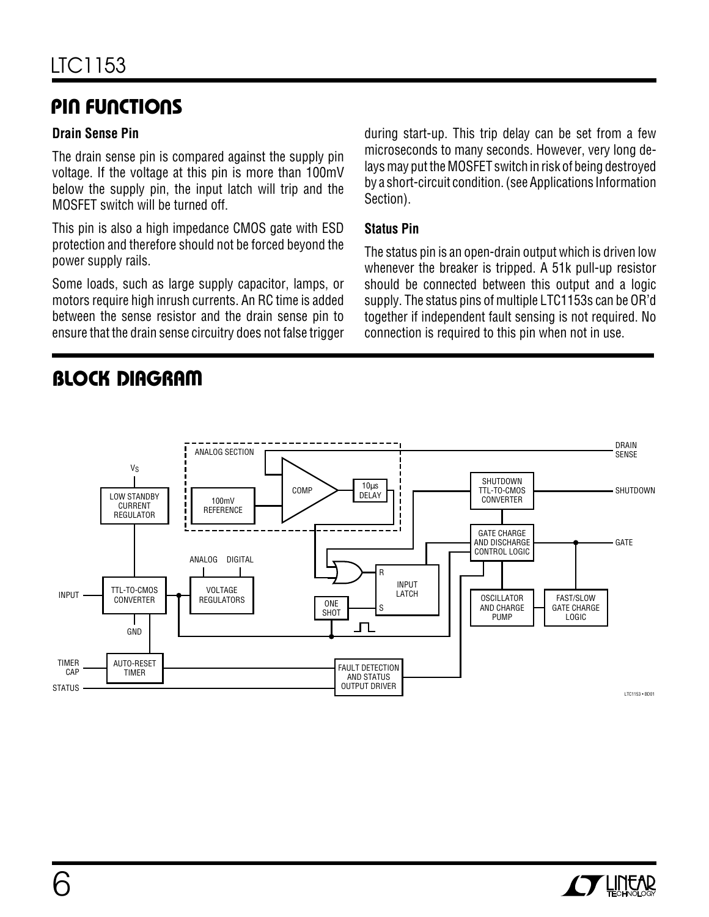## PIN FUNCTIONS

### Drain Sense Pin

The drain sense pin is compared against the supply pin voltage. If the voltage at this pin is more than 100mV below the supply pin, the input latch will trip and the MOSFET switch will be turned off.

This pin is also a high impedance CMOS gate with ESD protection and therefore should not be forced beyond the power supply rails.

Some loads, such as large supply capacitor, lamps, or motors require high inrush currents. An RC time is added between the sense resistor and the drain sense pin to ensure that the drain sense circuitry does not false trigger during start-up. This trip delay can be set from a few microseconds to many seconds. However, very long delays may put the MOSFET switch in risk of being destroyed by a short-circuit condition. (see Applications Information Section).

### Status Pin

The status pin is an open-drain output which is driven low whenever the breaker is tripped. A 51k pull-up resistor should be connected between this output and a logic supply. The status pins of multiple LTC1153s can be OR'd together if independent fault sensing is not required. No connection is required to this pin when not in use.

## BLOCK DIAGRAM

ANALOG SECTION
DRAIN SENSE
$V_S$
LOW STANDBY CURRENT REGULATOR
100mV REFERENCE
COMP
10µs DELAY
SHUTDOWN TTL-TO-CMOS CONVERTER
SHUTDOWN
GATE CHARGE AND DISCHARGE CONTROL LOGIC
GATE
ANALOG
DIGITAL
R
INPUT LATCH
S
INPUT
TTL-TO-CMOS CONVERTER
VOLTAGE REGULATORS
ONE SHOT
OSCILLATOR AND CHARGE PUMP
FAST/SLOW GATE CHARGE LOGIC
GND
TIMER CAP
AUTO-RESET TIMER
FAULT DETECTION AND STATUS OUTPUT DRIVER
STATUS
LTC1153 • BD01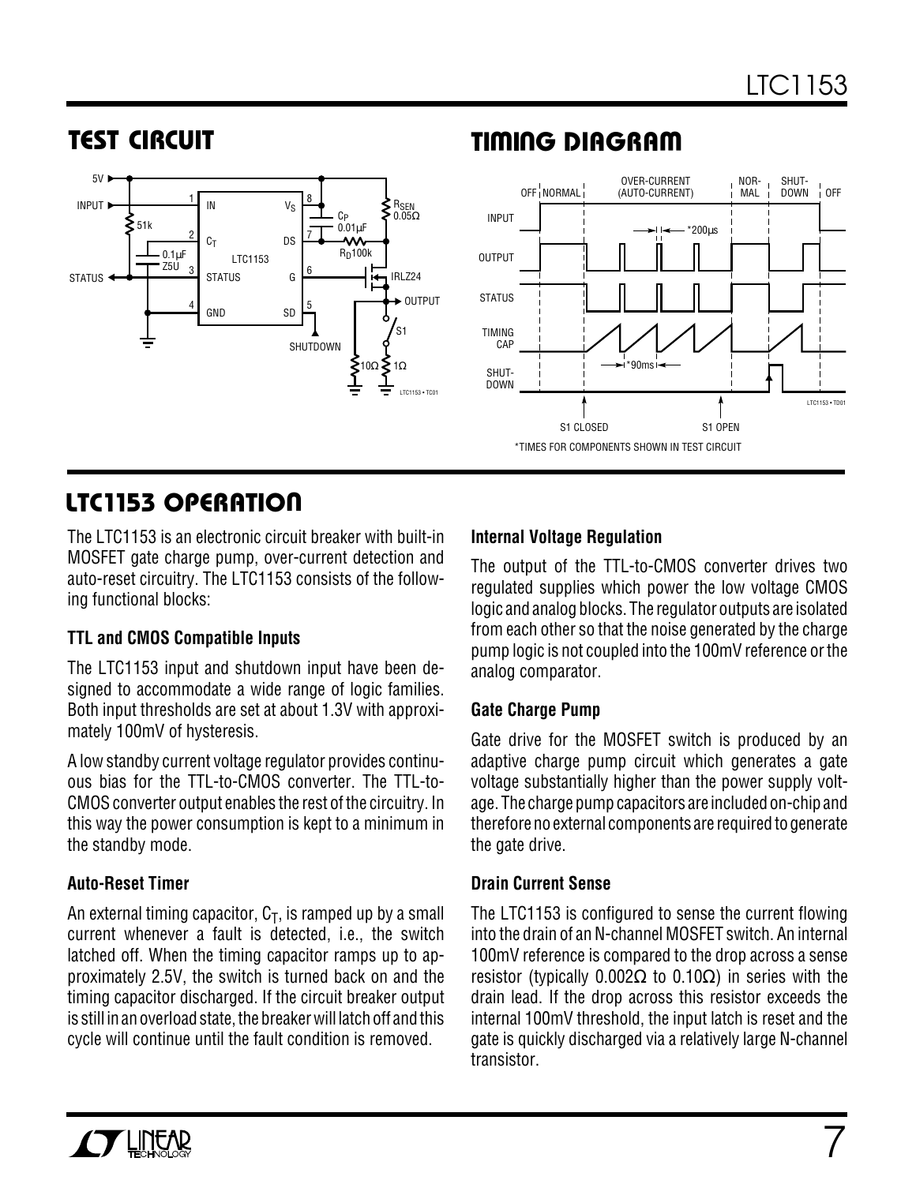## TEST CIRCUIT

5V
INPUT
51k
0.1µF
Z5U
STATUS
1 IN
2 $C_T$
3 STATUS
4 GND
LTC1153
8 $V_S$
7 DS
6 G
5 SD
$C_P$
0.01µF
$R_D$100k
$R_{SEN}$
0.05Ω
IRLZ24
OUTPUT
S1
SHUTDOWN
10Ω
1Ω
LTC1153 • TC01

## TIMING DIAGRAM

OFF
NORMAL
OVER-CURRENT
(AUTO-CURRENT)
NOR-
MAL
SHUT-
DOWN
OFF
INPUT
OUTPUT
STATUS
TIMING
CAP
SHUT-
DOWN
*200µs
*90ms
S1 CLOSED
S1 OPEN
LTC1153 • TD01

*TIMES FOR COMPONENTS SHOWN IN TEST CIRCUIT

## LTC1153 OPERATION

The LTC1153 is an electronic circuit breaker with built-in MOSFET gate charge pump, over-current detection and auto-reset circuitry. The LTC1153 consists of the following functional blocks:

**TTL and CMOS Compatible Inputs**

The LTC1153 input and shutdown input have been designed to accommodate a wide range of logic families. Both input thresholds are set at about 1.3V with approximately 100mV of hysteresis.

A low standby current voltage regulator provides continuous bias for the TTL-to-CMOS converter. The TTL-to-CMOS converter output enables the rest of the circuitry. In this way the power consumption is kept to a minimum in the standby mode.

**Auto-Reset Timer**

An external timing capacitor, $C_T$, is ramped up by a small current whenever a fault is detected, i.e., the switch latched off. When the timing capacitor ramps up to approximately 2.5V, the switch is turned back on and the timing capacitor discharged. If the circuit breaker output is still in an overload state, the breaker will latch off and this cycle will continue until the fault condition is removed.

**Internal Voltage Regulation**

The output of the TTL-to-CMOS converter drives two regulated supplies which power the low voltage CMOS logic and analog blocks. The regulator outputs are isolated from each other so that the noise generated by the charge pump logic is not coupled into the 100mV reference or the analog comparator.

**Gate Charge Pump**

Gate drive for the MOSFET switch is produced by an adaptive charge pump circuit which generates a gate voltage substantially higher than the power supply voltage. The charge pump capacitors are included on-chip and therefore no external components are required to generate the gate drive.

**Drain Current Sense**

The LTC1153 is configured to sense the current flowing into the drain of an N-channel MOSFET switch. An internal 100mV reference is compared to the drop across a sense resistor (typically 0.002Ω to 0.10Ω) in series with the drain lead. If the drop across this resistor exceeds the internal 100mV threshold, the input latch is reset and the gate is quickly discharged via a relatively large N-channel transistor.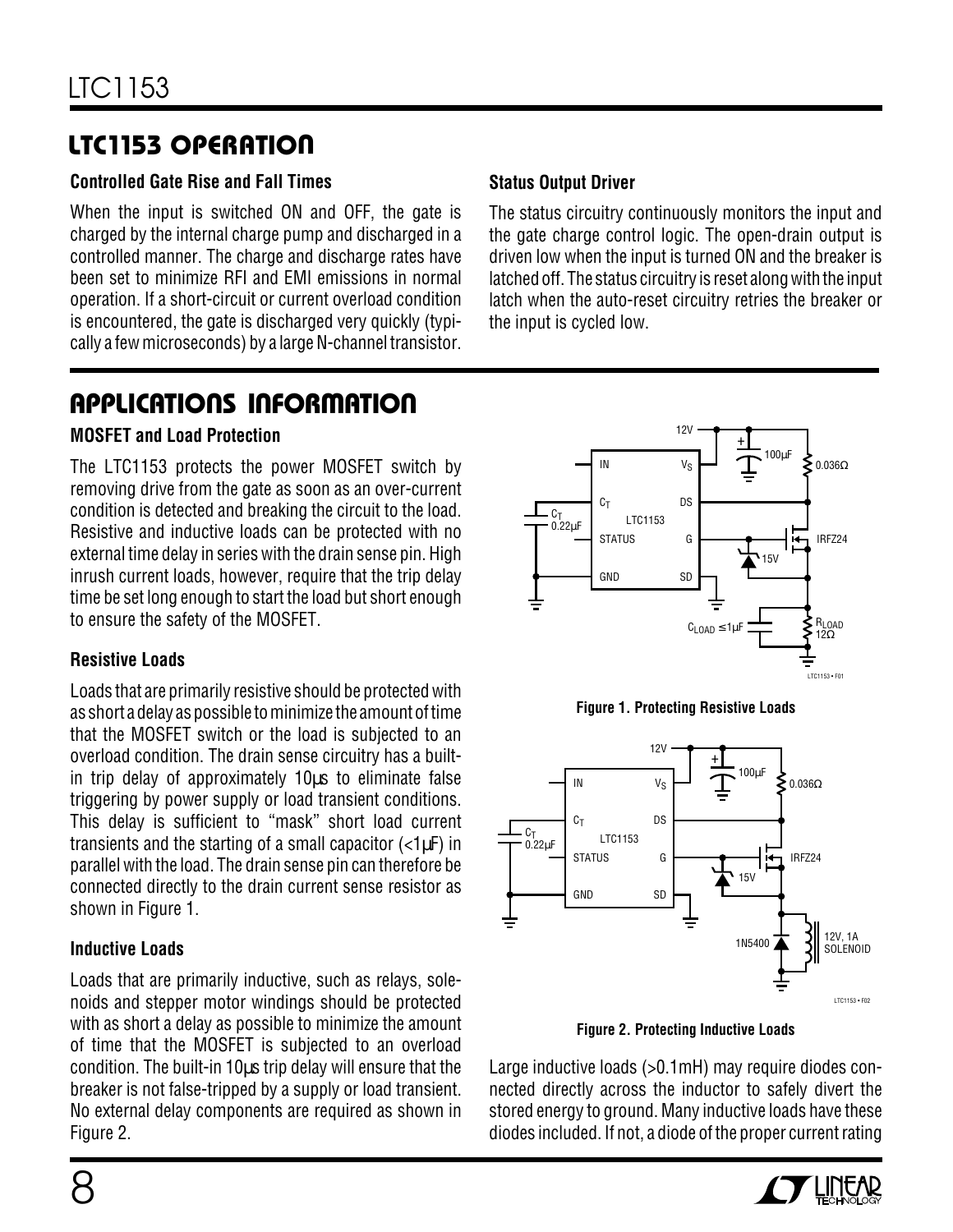## LTC1153 OPERATION

### Controlled Gate Rise and Fall Times

When the input is switched ON and OFF, the gate is charged by the internal charge pump and discharged in a controlled manner. The charge and discharge rates have been set to minimize RFI and EMI emissions in normal operation. If a short-circuit or current overload condition is encountered, the gate is discharged very quickly (typically a few microseconds) by a large N-channel transistor.

### Status Output Driver

The status circuitry continuously monitors the input and the gate charge control logic. The open-drain output is driven low when the input is turned ON and the breaker is latched off. The status circuitry is reset along with the input latch when the auto-reset circuitry retries the breaker or the input is cycled low.

## APPLICATIONS INFORMATION

### MOSFET and Load Protection

The LTC1153 protects the power MOSFET switch by removing drive from the gate as soon as an over-current condition is detected and breaking the circuit to the load. Resistive and inductive loads can be protected with no external time delay in series with the drain sense pin. High inrush current loads, however, require that the trip delay time be set long enough to start the load but short enough to ensure the safety of the MOSFET.

### Resistive Loads

Loads that are primarily resistive should be protected with as short a delay as possible to minimize the amount of time that the MOSFET switch or the load is subjected to an overload condition. The drain sense circuitry has a built-in trip delay of approximately 10µs to eliminate false triggering by power supply or load transient conditions. This delay is sufficient to "mask" short load current transients and the starting of a small capacitor (<1µF) in parallel with the load. The drain sense pin can therefore be connected directly to the drain current sense resistor as shown in Figure 1.

12V
IN
$V_S$
100µF
0.036Ω
$C_T$
DS
$C_T$ 0.22µF
LTC1153
STATUS
G
IRFZ24
15V
GND
SD
$C_{LOAD} \leq 1µF$
$R_{LOAD}$ 12Ω
LTC1153 • F01

**Figure 1. Protecting Resistive Loads**

12V
IN
$V_S$
100µF
0.036Ω
$C_T$
DS
$C_T$ 0.22µF
LTC1153
STATUS
G
IRFZ24
15V
GND
SD
1N5400
12V, 1A SOLENOID
LTC1153 • F02

**Figure 2. Protecting Inductive Loads**

### Inductive Loads

Loads that are primarily inductive, such as relays, solenoids and stepper motor windings should be protected with as short a delay as possible to minimize the amount of time that the MOSFET is subjected to an overload condition. The built-in 10µs trip delay will ensure that the breaker is not false-tripped by a supply or load transient. No external delay components are required as shown in Figure 2.

Large inductive loads (>0.1mH) may require diodes connected directly across the inductor to safely divert the stored energy to ground. Many inductive loads have these diodes included. If not, a diode of the proper current rating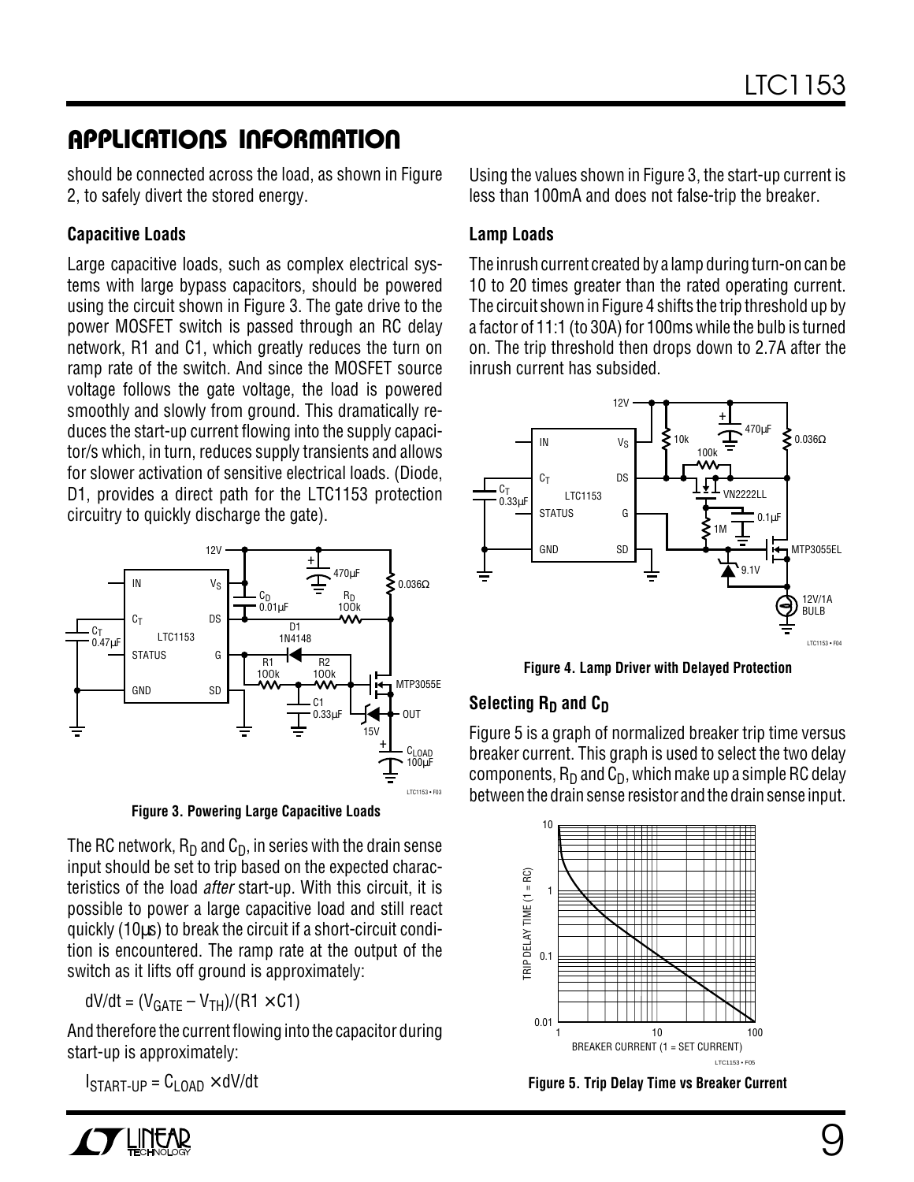## APPLICATIONS INFORMATION

should be connected across the load, as shown in Figure 2, to safely divert the stored energy.

### Capacitive Loads

Large capacitive loads, such as complex electrical systems with large bypass capacitors, should be powered using the circuit shown in Figure 3. The gate drive to the power MOSFET switch is passed through an RC delay network, R1 and C1, which greatly reduces the turn on ramp rate of the switch. And since the MOSFET source voltage follows the gate voltage, the load is powered smoothly and slowly from ground. This dramatically reduces the start-up current flowing into the supply capacitor/s which, in turn, reduces supply transients and allows for slower activation of sensitive electrical loads. (Diode, D1, provides a direct path for the LTC1153 protection circuitry to quickly discharge the gate).

12V
IN
$V_S$
$C_T$
DS
$C_T$ 0.47µF
LTC1153
STATUS
G
GND
SD
470µF
$C_D$ 0.01µF
$R_D$ 100k
0.036Ω
D1 1N4148
R1 100k
R2 100k
C1 0.33µF
MTP3055E
OUT
15V
$C_{LOAD}$ 100µF
LTC1153 • F03

**Figure 3. Powering Large Capacitive Loads**

The RC network, $R_D$ and $C_D$, in series with the drain sense input should be set to trip based on the expected characteristics of the load *after* start-up. With this circuit, it is possible to power a large capacitive load and still react quickly (10µs) to break the circuit if a short-circuit condition is encountered. The ramp rate at the output of the switch as it lifts off ground is approximately:

$$dV/dt = (V_{GATE} - V_{TH})/(R1 \times C1)$$

And therefore the current flowing into the capacitor during start-up is approximately:

$$I_{START-UP} = C_{LOAD} \times dV/dt$$

Using the values shown in Figure 3, the start-up current is less than 100mA and does not false-trip the breaker.

### Lamp Loads

The inrush current created by a lamp during turn-on can be 10 to 20 times greater than the rated operating current. The circuit shown in Figure 4 shifts the trip threshold up by a factor of 11:1 (to 30A) for 100ms while the bulb is turned on. The trip threshold then drops down to 2.7A after the inrush current has subsided.

12V
IN
$V_S$
$C_T$
DS
$C_T$ 0.33µF
LTC1153
STATUS
G
GND
SD
10k
470µF
0.036Ω
100k
VN2222LL
1M
0.1µF
MTP3055EL
9.1V
12V/1A BULB
LTC1153 • F04

**Figure 4. Lamp Driver with Delayed Protection**

### Selecting $R_D$ and $C_D$

Figure 5 is a graph of normalized breaker trip time versus breaker current. This graph is used to select the two delay components, $R_D$ and $C_D$, which make up a simple RC delay between the drain sense resistor and the drain sense input.

TRIP DELAY TIME (1 = RC)
10
1
0.1
0.01
1
10
100
BREAKER CURRENT (1 = SET CURRENT)
LTC1153 • F05

**Figure 5. Trip Delay Time vs Breaker Current**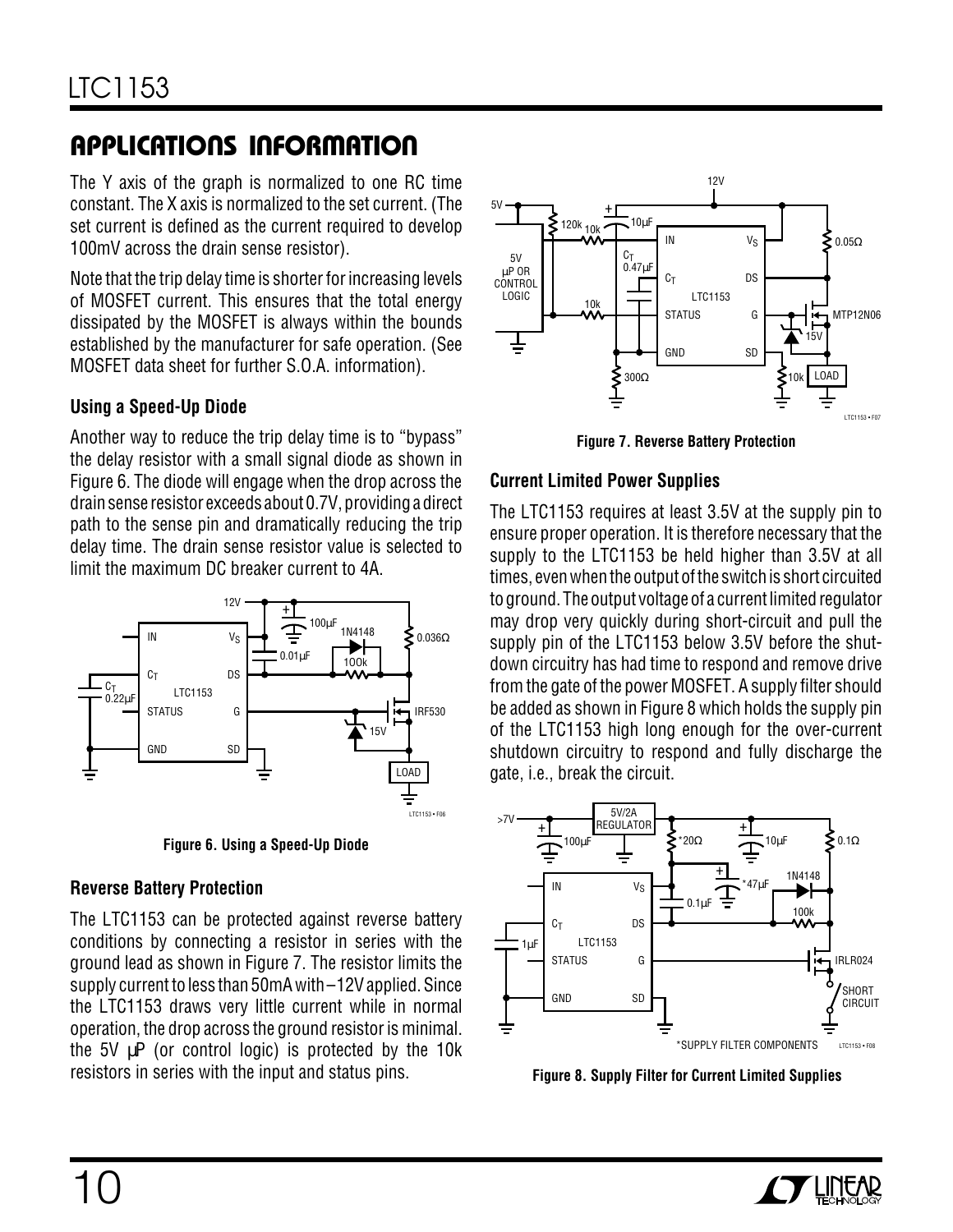## APPLICATIONS INFORMATION

The Y axis of the graph is normalized to one RC time constant. The X axis is normalized to the set current. (The set current is defined as the current required to develop 100mV across the drain sense resistor).

Note that the trip delay time is shorter for increasing levels of MOSFET current. This ensures that the total energy dissipated by the MOSFET is always within the bounds established by the manufacturer for safe operation. (See MOSFET data sheet for further S.O.A. information).

### Using a Speed-Up Diode

Another way to reduce the trip delay time is to "bypass" the delay resistor with a small signal diode as shown in Figure 6. The diode will engage when the drop across the drain sense resistor exceeds about 0.7V, providing a direct path to the sense pin and dramatically reducing the trip delay time. The drain sense resistor value is selected to limit the maximum DC breaker current to 4A.

12V
IN
$V_S$
$C_T$
LTC1153
DS
$C_T$
0.22µF
STATUS
G
GND
SD
100µF
0.01µF
1N4148
100k
0.036Ω
IRF530
15V
LOAD
LTC1153 • F06

**Figure 6. Using a Speed-Up Diode**

### Reverse Battery Protection

The LTC1153 can be protected against reverse battery conditions by connecting a resistor in series with the ground lead as shown in Figure 7. The resistor limits the supply current to less than 50mA with –12V applied. Since the LTC1153 draws very little current while in normal operation, the drop across the ground resistor is minimal. the 5V µP (or control logic) is protected by the 10k resistors in series with the input and status pins.

12V
5V
5V
µP OR
CONTROL
LOGIC
120k
10k
10µF
$C_T$
0.47µF
10k
IN
$V_S$
$C_T$
DS
LTC1153
STATUS
G
GND
SD
300Ω
10k
0.05Ω
MTP12N06
15V
LOAD
LTC1153 • F07

**Figure 7. Reverse Battery Protection**

### Current Limited Power Supplies

The LTC1153 requires at least 3.5V at the supply pin to ensure proper operation. It is therefore necessary that the supply to the LTC1153 be held higher than 3.5V at all times, even when the output of the switch is short circuited to ground. The output voltage of a current limited regulator may drop very quickly during short-circuit and pull the supply pin of the LTC1153 below 3.5V before the shutdown circuitry has had time to respond and remove drive from the gate of the power MOSFET. A supply filter should be added as shown in Figure 8 which holds the supply pin of the LTC1153 high long enough for the over-current shutdown circuitry to respond and fully discharge the gate, i.e., break the circuit.

>7V
100µF
5V/2A
REGULATOR
*20Ω
10µF
0.1Ω
*47µF
1N4148
0.1µF
100k
IN
$V_S$
$C_T$
DS
1µF
LTC1153
STATUS
G
IRLR024
GND
SD
SHORT
CIRCUIT
*SUPPLY FILTER COMPONENTS
LTC1153 • F08

**Figure 8. Supply Filter for Current Limited Supplies**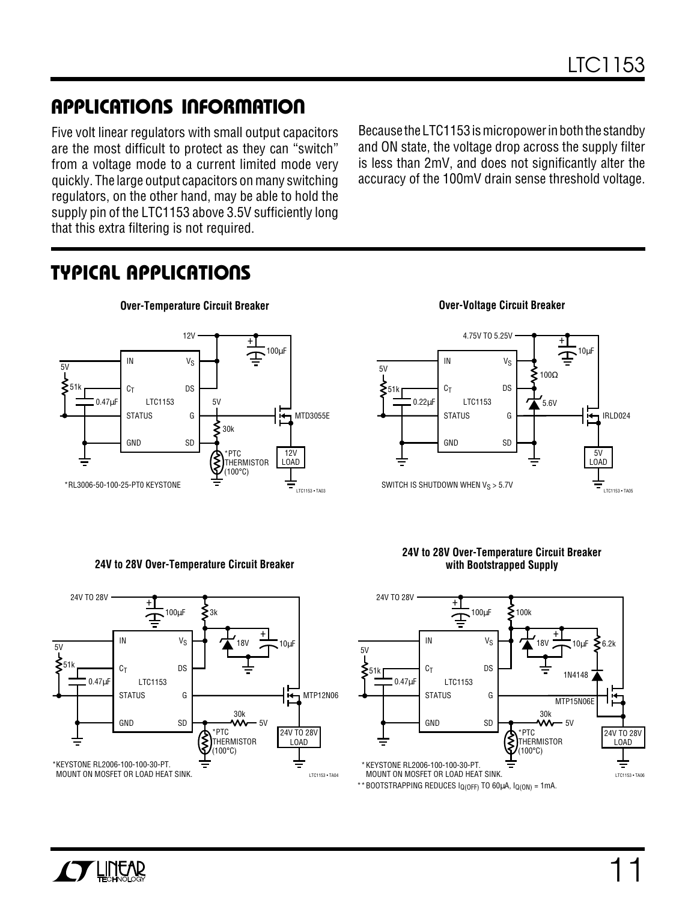## APPLICATIONS INFORMATION

Five volt linear regulators with small output capacitors are the most difficult to protect as they can "switch" from a voltage mode to a current limited mode very quickly. The large output capacitors on many switching regulators, on the other hand, may be able to hold the supply pin of the LTC1153 above 3.5V sufficiently long that this extra filtering is not required.

Because the LTC1153 is micropower in both the standby and ON state, the voltage drop across the supply filter is less than 2mV, and does not significantly alter the accuracy of the 100mV drain sense threshold voltage.

## TYPICAL APPLICATIONS

**Over-Temperature Circuit Breaker**

12V
100µF
5V
51k
0.47µF
IN
$V_S$
$C_T$
DS
LTC1153
STATUS
G
GND
SD
5V
30k
MTD3055E
*PTC THERMISTOR (100°C)
12V LOAD
*RL3006-50-100-25-PT0 KEYSTONE
LTC1153 • TA03

**Over-Voltage Circuit Breaker**

4.75V TO 5.25V
10µF
5V
51k
0.22µF
IN
$V_S$
100Ω
$C_T$
DS
LTC1153
5.6V
STATUS
G
IRLD024
GND
SD
5V LOAD
SWITCH IS SHUTDOWN WHEN $V_S$ > 5.7V
LTC1153 • TA05

**24V to 28V Over-Temperature Circuit Breaker**

24V TO 28V
100µF
3k
5V
51k
0.47µF
IN
$V_S$
18V
10µF
$C_T$
DS
LTC1153
STATUS
G
MTP12N06
GND
SD
30k
5V
*PTC THERMISTOR (100°C)
24V TO 28V LOAD
*KEYSTONE RL2006-100-100-30-PT.
MOUNT ON MOSFET OR LOAD HEAT SINK.
LTC1153 • TA04

**24V to 28V Over-Temperature Circuit Breaker with Bootstrapped Supply**

24V TO 28V
100µF
100k
5V
51k
0.47µF
IN
$V_S$
18V
10µF
6.2k
$C_T$
DS
LTC1153
1N4148
STATUS
G
MTP15N06E
GND
SD
30k
5V
*PTC THERMISTOR (100°C)
24V TO 28V LOAD
*KEYSTONE RL2006-100-100-30-PT.
MOUNT ON MOSFET OR LOAD HEAT SINK.
**BOOTSTRAPPING REDUCES $I_{Q(OFF)}$ TO 60µA, $I_{Q(ON)}$ = 1mA.
LTC1153 • TA06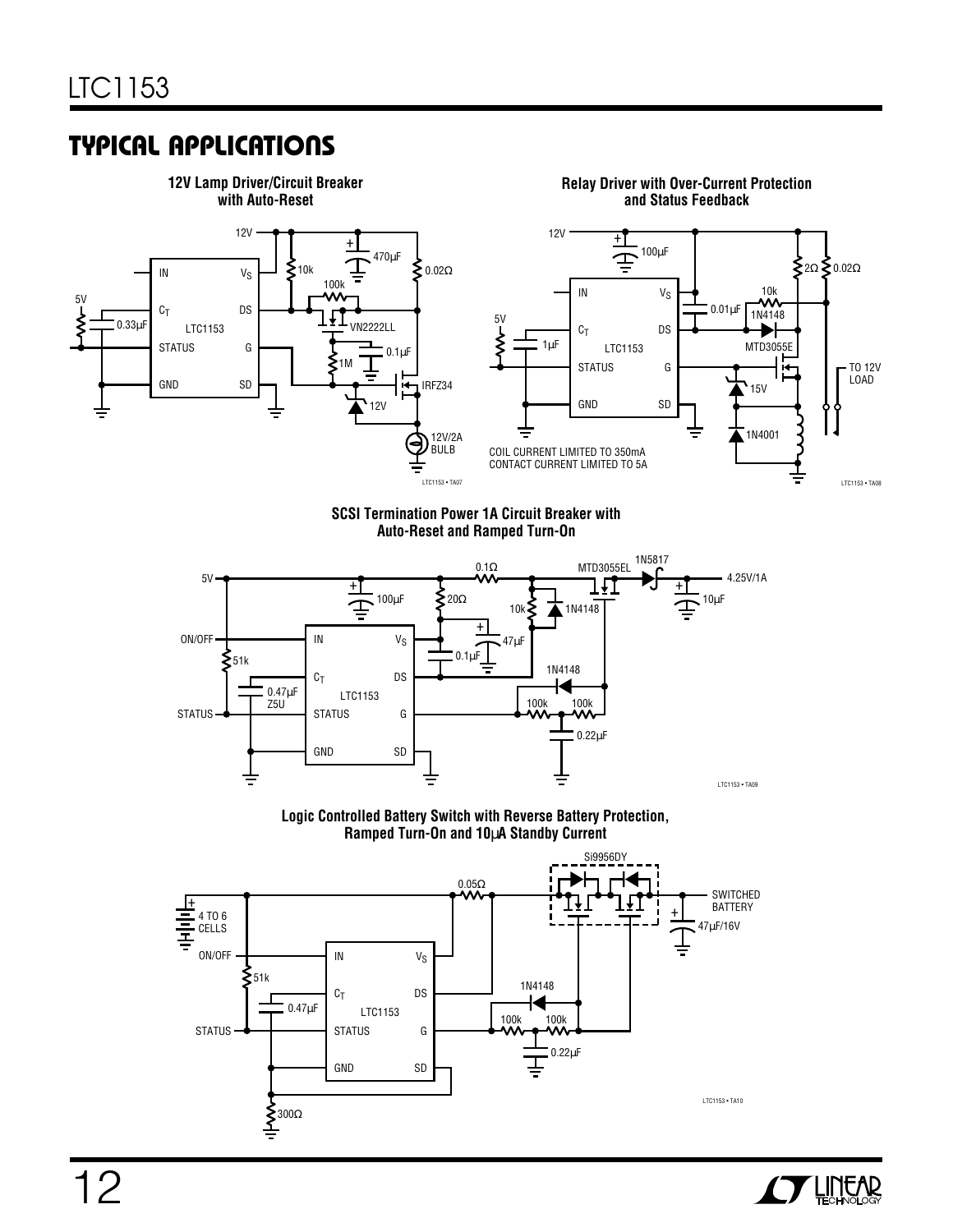## TYPICAL APPLICATIONS

**12V Lamp Driver/Circuit Breaker with Auto-Reset**

12V, 470µF, 10k, 0.02Ω, 100k, VN2222LL, 5V, 0.33µF, IN, $V_S$, $C_T$, DS, LTC1153, STATUS, G, GND, SD, 1M, 0.1µF, IRFZ34, 12V, 12V/2A BULB

LTC1153 • TA07

**Relay Driver with Over-Current Protection and Status Feedback**

12V, 100µF, 2Ω, 0.02Ω, IN, $V_S$, 10k, 0.01µF, 1N4148, 5V, $C_T$, DS, 1µF, MTD3055E, LTC1153, STATUS, G, TO 12V LOAD, 15V, GND, SD, 1N4001

COIL CURRENT LIMITED TO 350mA
CONTACT CURRENT LIMITED TO 5A

LTC1153 • TA08

**SCSI Termination Power 1A Circuit Breaker with Auto-Reset and Ramped Turn-On**

5V, 100µF, 0.1Ω, MTD3055EL, 1N5817, 4.25V/1A, 20Ω, 10k, 1N4148, 10µF, ON/OFF, IN, $V_S$, 47µF, 51k, 0.1µF, $C_T$, DS, 1N4148, 0.47µF Z5U, LTC1153, 100k, 100k, STATUS, STATUS, G, 0.22µF, GND, SD

LTC1153 • TA09

**Logic Controlled Battery Switch with Reverse Battery Protection, Ramped Turn-On and 10µA Standby Current**

Si9956DY, 0.05Ω, SWITCHED BATTERY, 4 TO 6 CELLS, 47µF/16V, ON/OFF, IN, $V_S$, 51k, $C_T$, DS, 1N4148, 0.47µF, LTC1153, 100k, 100k, STATUS, STATUS, G, 0.22µF, GND, SD, 300Ω

LTC1153 • TA10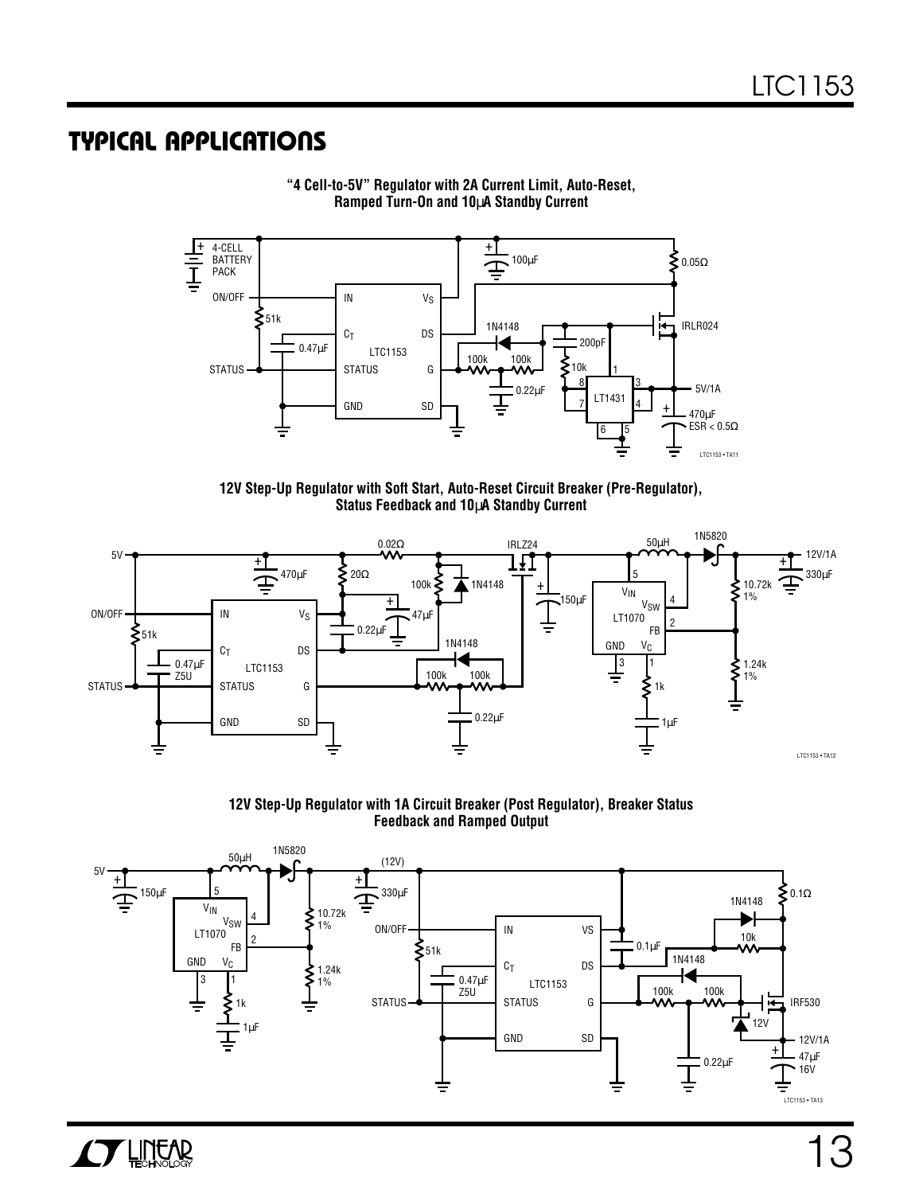## TYPICAL APPLICATIONS

**"4 Cell-to-5V" Regulator with 2A Current Limit, Auto-Reset, Ramped Turn-On and 10µA Standby Current**

4-CELL BATTERY PACK
ON/OFF
51k
0.47µF
STATUS
IN
$V_S$
$C_T$
DS
LTC1153
STATUS
G
GND
SD
100µF
0.05Ω
1N4148
IRLR024
200pF
100k
100k
10k
0.22µF
LT1431
5V/1A
470µF
ESR < 0.5Ω
LTC1153 • TA11

**12V Step-Up Regulator with Soft Start, Auto-Reset Circuit Breaker (Pre-Regulator), Status Feedback and 10µA Standby Current**

5V
470µF
20Ω
0.02Ω
IRLZ24
50µH
1N5820
12V/1A
330µF
100k
1N4148
47µF
0.22µF
150µF
$V_{IN}$
$V_{SW}$
LT1070
FB
GND
$V_C$
10.72k 1%
1.24k 1%
1k
1µF
ON/OFF
51k
0.47µF Z5U
STATUS
IN
$V_S$
$C_T$
DS
LTC1153
STATUS
G
GND
SD
1N4148
100k
100k
0.22µF
LTC1153 • TA12

**12V Step-Up Regulator with 1A Circuit Breaker (Post Regulator), Breaker Status Feedback and Ramped Output**

5V
150µF
50µH
1N5820
(12V)
330µF
$V_{IN}$
$V_{SW}$
LT1070
FB
GND
$V_C$
10.72k 1%
1.24k 1%
1k
1µF
ON/OFF
51k
0.47µF Z5U
STATUS
IN
VS
$C_T$
DS
LTC1153
STATUS
G
GND
SD
0.1µF
1N4148
0.1Ω
10k
1N4148
100k
100k
IRF530
12V
0.22µF
12V/1A
47µF 16V
LTC1153 • TA13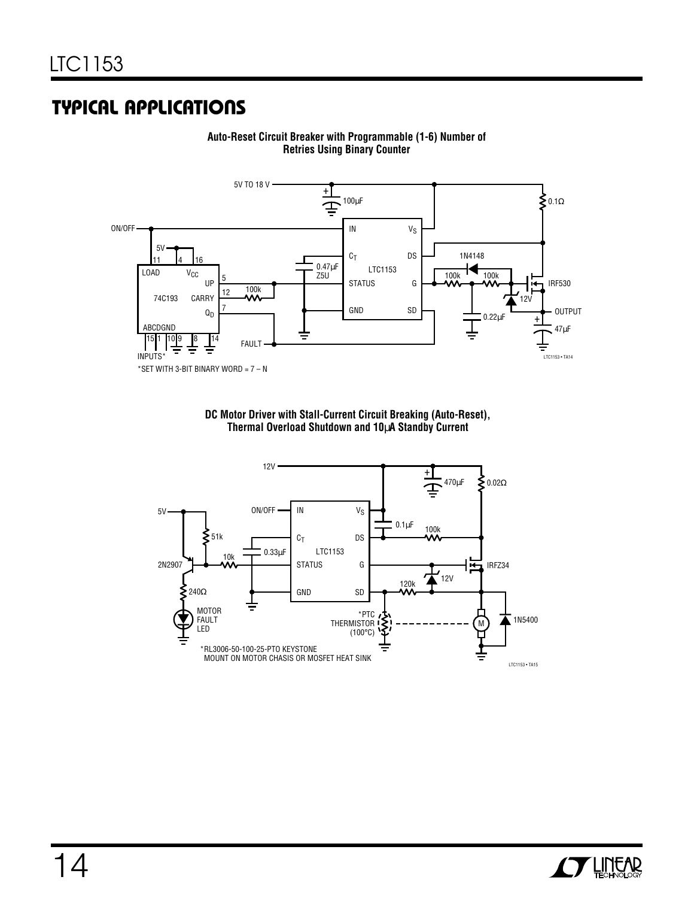## TYPICAL APPLICATIONS

**Auto-Reset Circuit Breaker with Programmable (1-6) Number of Retries Using Binary Counter**

5V TO 18 V
100µF
0.1Ω
ON/OFF
IN
$V_S$
5V
11
4
16
$C_T$
DS
1N4148
LOAD
$V_{CC}$
0.47µF
Z5U
LTC1153
UP
5
STATUS
G
100k
100k
IRF530
74C193
CARRY
12
100k
12V
$Q_D$
7
GND
SD
OUTPUT
0.22µF
47µF
ABCDGND
15
1
10
9
8
14
FAULT
INPUTS*
*SET WITH 3-BIT BINARY WORD = 7 – N
LTC1153 • TA14

**DC Motor Driver with Stall-Current Circuit Breaking (Auto-Reset), Thermal Overload Shutdown and 10µA Standby Current**

12V
470µF
0.02Ω
5V
ON/OFF
IN
$V_S$
0.1µF
51k
$C_T$
DS
100k
10k
0.33µF
LTC1153
2N2907
STATUS
G
IRFZ34
12V
240Ω
GND
SD
120k
MOTOR
FAULT
LED
*PTC
THERMISTOR
(100°C)
M
1N5400
*RL3006-50-100-25-PTO KEYSTONE
MOUNT ON MOTOR CHASIS OR MOSFET HEAT SINK
LTC1153 • TA15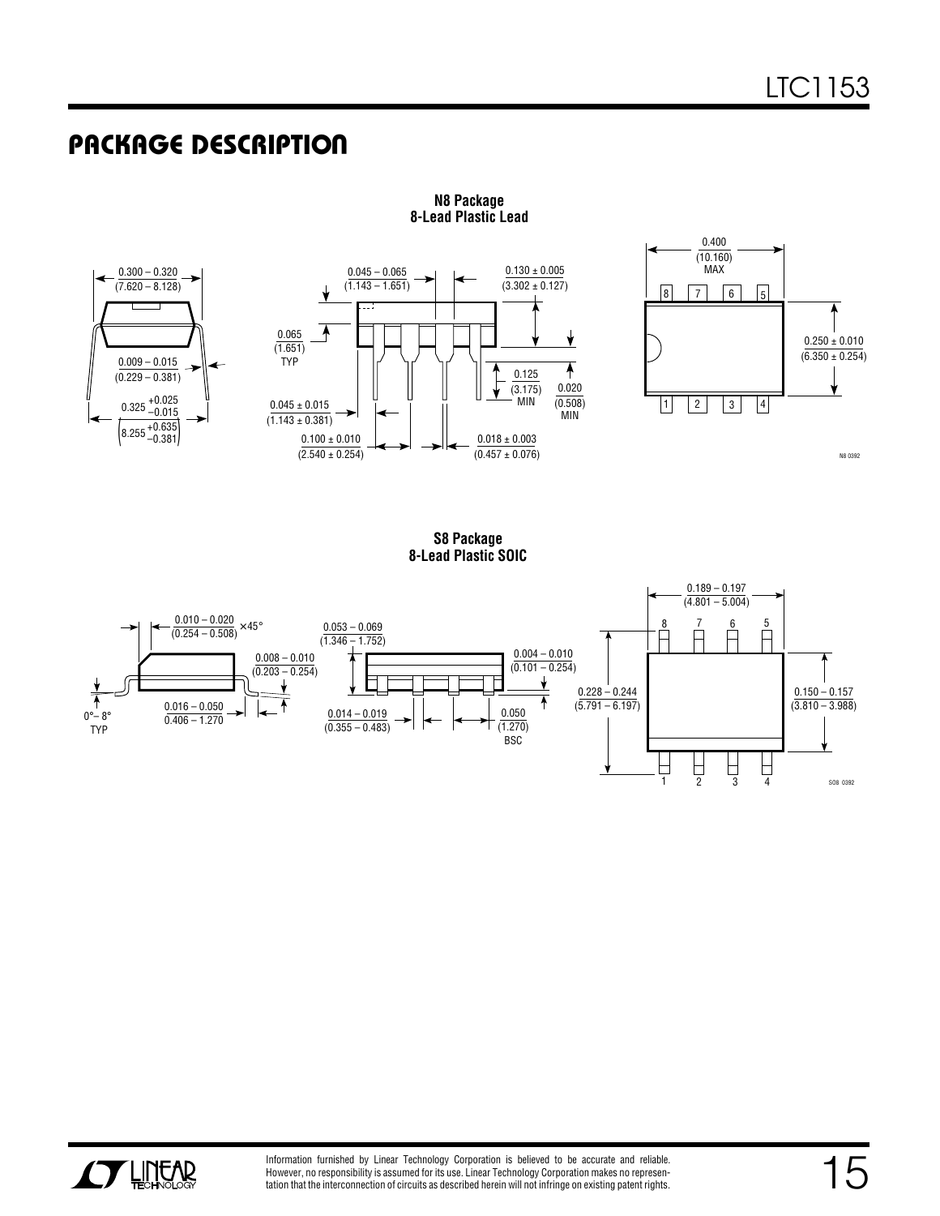## PACKAGE DESCRIPTION

**N8 Package**
**8-Lead Plastic Lead**

0.300 – 0.320
(7.620 – 8.128)

0.009 – 0.015
(0.229 – 0.381)

0.325 +0.025 −0.015
(8.255 +0.635 −0.381)

0.045 – 0.065
(1.143 – 1.651)

0.130 ± 0.005
(3.302 ± 0.127)

0.065
(1.651)
TYP

0.125
(3.175)
MIN

0.020
(0.508)
MIN

0.045 ± 0.015
(1.143 ± 0.381)

0.100 ± 0.010
(2.540 ± 0.254)

0.018 ± 0.003
(0.457 ± 0.076)

0.400
(10.160)
MAX

8 7 6 5

1 2 3 4

0.250 ± 0.010
(6.350 ± 0.254)

N8 0392

**S8 Package**
**8-Lead Plastic SOIC**

0.010 – 0.020
(0.254 – 0.508) ×45°

0.008 – 0.010
(0.203 – 0.254)

0°– 8°
TYP

0.016 – 0.050
0.406 – 1.270

0.053 – 0.069
(1.346 – 1.752)

0.004 – 0.010
(0.101 – 0.254)

0.014 – 0.019
(0.355 – 0.483)

0.050
(1.270)
BSC

0.189 – 0.197
(4.801 – 5.004)

8 7 6 5

0.228 – 0.244
(5.791 – 6.197)

0.150 – 0.157
(3.810 – 3.988)

1 2 3 4

SO8 0392

Information furnished by Linear Technology Corporation is believed to be accurate and reliable. However, no responsibility is assumed for its use. Linear Technology Corporation makes no representation that the interconnection of circuits as described herein will not infringe on existing patent rights.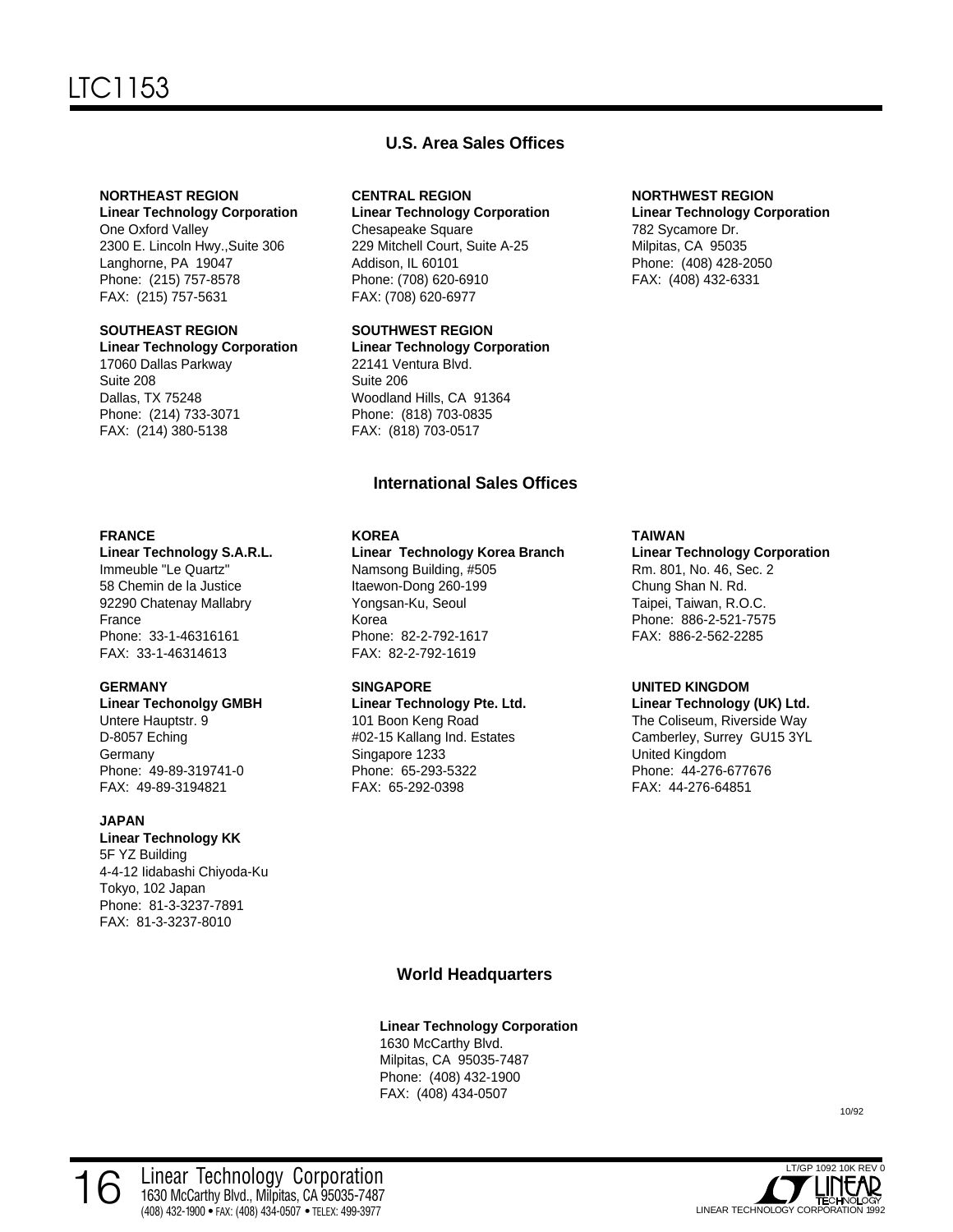## U.S. Area Sales Offices

**NORTHEAST REGION**
**Linear Technology Corporation**
One Oxford Valley
2300 E. Lincoln Hwy.,Suite 306
Langhorne, PA 19047
Phone: (215) 757-8578
FAX: (215) 757-5631

**SOUTHEAST REGION**
**Linear Technology Corporation**
17060 Dallas Parkway
Suite 208
Dallas, TX 75248
Phone: (214) 733-3071
FAX: (214) 380-5138

**CENTRAL REGION**
**Linear Technology Corporation**
Chesapeake Square
229 Mitchell Court, Suite A-25
Addison, IL 60101
Phone: (708) 620-6910
FAX: (708) 620-6977

**SOUTHWEST REGION**
**Linear Technology Corporation**
22141 Ventura Blvd.
Suite 206
Woodland Hills, CA 91364
Phone: (818) 703-0835
FAX: (818) 703-0517

**NORTHWEST REGION**
**Linear Technology Corporation**
782 Sycamore Dr.
Milpitas, CA 95035
Phone: (408) 428-2050
FAX: (408) 432-6331

## International Sales Offices

**FRANCE**
**Linear Technology S.A.R.L.**
Immeuble "Le Quartz"
58 Chemin de la Justice
92290 Chatenay Mallabry
France
Phone: 33-1-46316161
FAX: 33-1-46314613

**GERMANY**
**Linear Techonolgy GMBH**
Untere Hauptstr. 9
D-8057 Eching
Germany
Phone: 49-89-319741-0
FAX: 49-89-3194821

**JAPAN**
**Linear Technology KK**
5F YZ Building
4-4-12 Iidabashi Chiyoda-Ku
Tokyo, 102 Japan
Phone: 81-3-3237-7891
FAX: 81-3-3237-8010

**KOREA**
**Linear Technology Korea Branch**
Namsong Building, #505
Itaewon-Dong 260-199
Yongsan-Ku, Seoul
Korea
Phone: 82-2-792-1617
FAX: 82-2-792-1619

**SINGAPORE**
**Linear Technology Pte. Ltd.**
101 Boon Keng Road
#02-15 Kallang Ind. Estates
Singapore 1233
Phone: 65-293-5322
FAX: 65-292-0398

**TAIWAN**
**Linear Technology Corporation**
Rm. 801, No. 46, Sec. 2
Chung Shan N. Rd.
Taipei, Taiwan, R.O.C.
Phone: 886-2-521-7575
FAX: 886-2-562-2285

**UNITED KINGDOM**
**Linear Technology (UK) Ltd.**
The Coliseum, Riverside Way
Camberley, Surrey GU15 3YL
United Kingdom
Phone: 44-276-677676
FAX: 44-276-64851

## World Headquarters

**Linear Technology Corporation**
1630 McCarthy Blvd.
Milpitas, CA 95035-7487
Phone: (408) 432-1900
FAX: (408) 434-0507

10/92

Linear Technology Corporation
1630 McCarthy Blvd., Milpitas, CA 95035-7487
(408) 432-1900 • FAX: (408) 434-0507 • TELEX: 499-3977

LT/GP 1092 10K REV 0
LINEAR TECHNOLOGY CORPORATION 1992